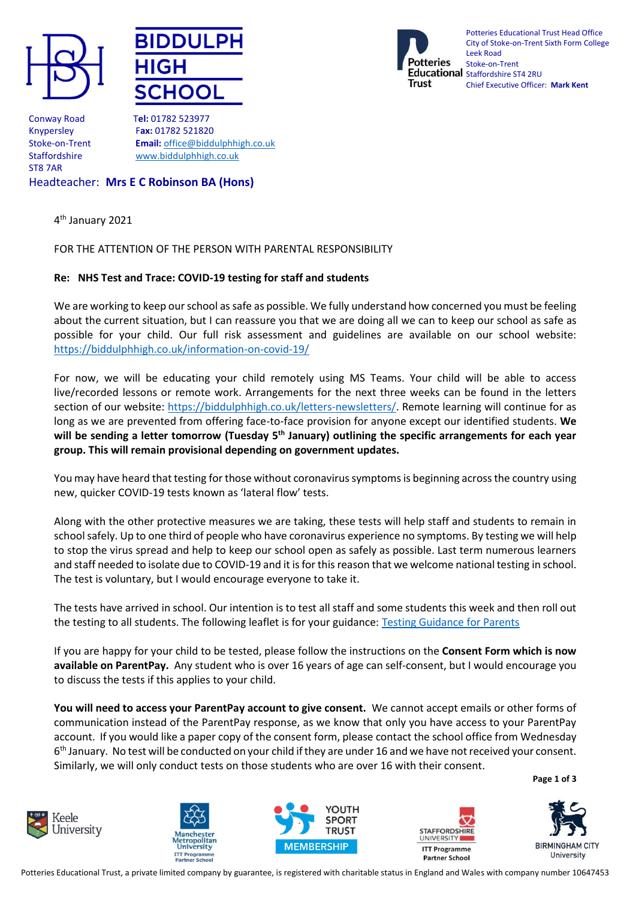**BIDDULPH HIGH SCHOOL**

Conway Road
Knypersley
Stoke-on-Trent
Staffordshire
ST8 7AR

**Tel:** 01782 523977
**Fax:** 01782 521820
**Email:** office@biddulphhigh.co.uk
www.biddulphhigh.co.uk

Headteacher: **Mrs E C Robinson BA (Hons)**

Potteries Educational Trust Head Office
City of Stoke-on-Trent Sixth Form College
Leek Road
Stoke-on-Trent
Staffordshire ST4 2RU
Chief Executive Officer: **Mark Kent**

4th January 2021

FOR THE ATTENTION OF THE PERSON WITH PARENTAL RESPONSIBILITY

**Re: NHS Test and Trace: COVID-19 testing for staff and students**

We are working to keep our school as safe as possible. We fully understand how concerned you must be feeling about the current situation, but I can reassure you that we are doing all we can to keep our school as safe as possible for your child. Our full risk assessment and guidelines are available on our school website: https://biddulphhigh.co.uk/information-on-covid-19/

For now, we will be educating your child remotely using MS Teams. Your child will be able to access live/recorded lessons or remote work. Arrangements for the next three weeks can be found in the letters section of our website: https://biddulphhigh.co.uk/letters-newsletters/. Remote learning will continue for as long as we are prevented from offering face-to-face provision for anyone except our identified students. **We will be sending a letter tomorrow (Tuesday 5th January) outlining the specific arrangements for each year group. This will remain provisional depending on government updates.**

You may have heard that testing for those without coronavirus symptoms is beginning across the country using new, quicker COVID-19 tests known as 'lateral flow' tests.

Along with the other protective measures we are taking, these tests will help staff and students to remain in school safely. Up to one third of people who have coronavirus experience no symptoms. By testing we will help to stop the virus spread and help to keep our school open as safely as possible. Last term numerous learners and staff needed to isolate due to COVID-19 and it is for this reason that we welcome national testing in school. The test is voluntary, but I would encourage everyone to take it.

The tests have arrived in school. Our intention is to test all staff and some students this week and then roll out the testing to all students. The following leaflet is for your guidance: Testing Guidance for Parents

If you are happy for your child to be tested, please follow the instructions on the **Consent Form which is now available on ParentPay.** Any student who is over 16 years of age can self-consent, but I would encourage you to discuss the tests if this applies to your child.

**You will need to access your ParentPay account to give consent.** We cannot accept emails or other forms of communication instead of the ParentPay response, as we know that only you have access to your ParentPay account. If you would like a paper copy of the consent form, please contact the school office from Wednesday 6th January. No test will be conducted on your child if they are under 16 and we have not received your consent. Similarly, we will only conduct tests on those students who are over 16 with their consent.

Potteries Educational Trust, a private limited company by guarantee, is registered with charitable status in England and Wales with company number 10647453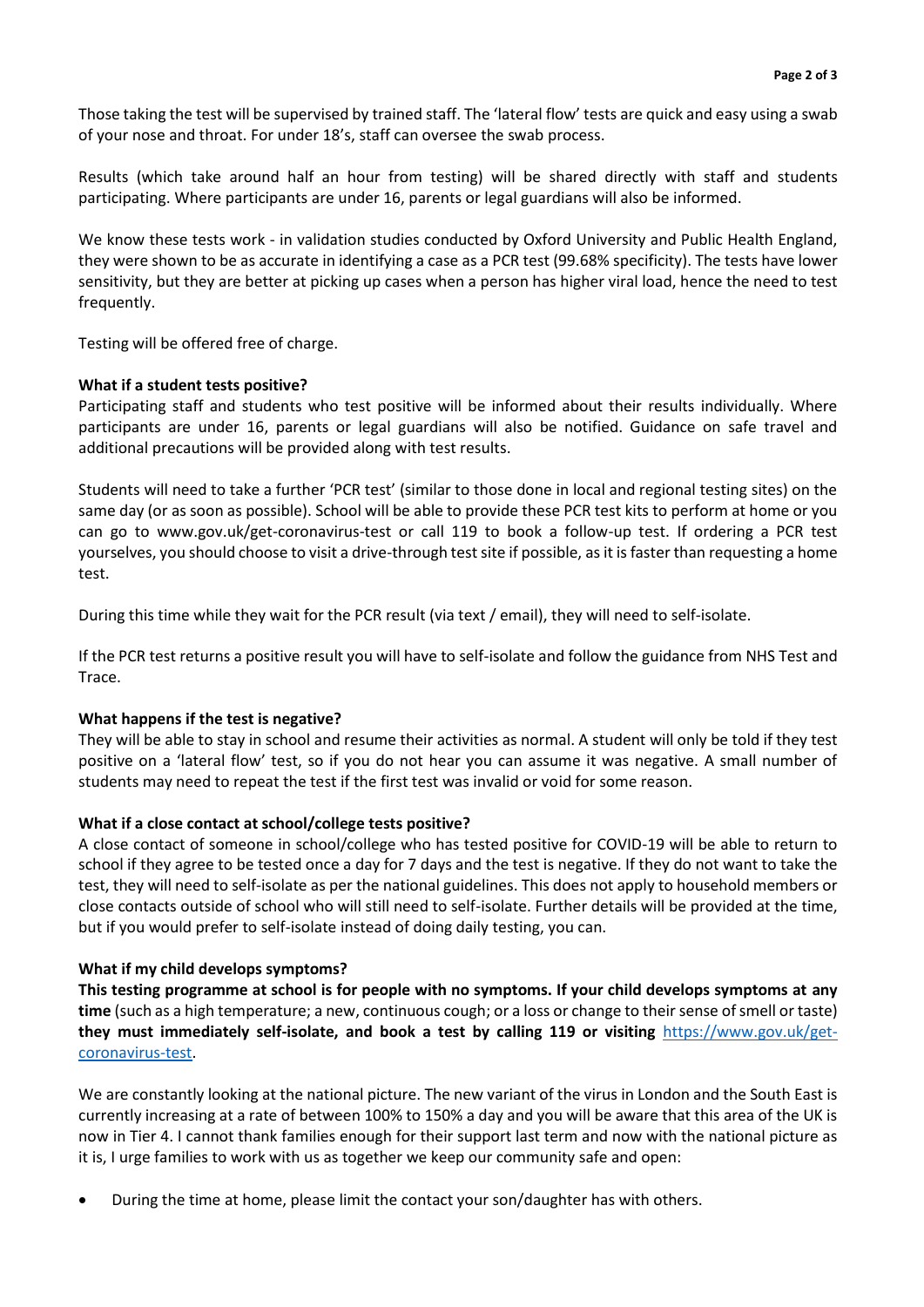Those taking the test will be supervised by trained staff. The 'lateral flow' tests are quick and easy using a swab of your nose and throat. For under 18's, staff can oversee the swab process.

Results (which take around half an hour from testing) will be shared directly with staff and students participating. Where participants are under 16, parents or legal guardians will also be informed.

We know these tests work - in validation studies conducted by Oxford University and Public Health England, they were shown to be as accurate in identifying a case as a PCR test (99.68% specificity). The tests have lower sensitivity, but they are better at picking up cases when a person has higher viral load, hence the need to test frequently.

Testing will be offered free of charge.

**What if a student tests positive?**

Participating staff and students who test positive will be informed about their results individually. Where participants are under 16, parents or legal guardians will also be notified. Guidance on safe travel and additional precautions will be provided along with test results.

Students will need to take a further 'PCR test' (similar to those done in local and regional testing sites) on the same day (or as soon as possible). School will be able to provide these PCR test kits to perform at home or you can go to www.gov.uk/get-coronavirus-test or call 119 to book a follow-up test. If ordering a PCR test yourselves, you should choose to visit a drive-through test site if possible, as it is faster than requesting a home test.

During this time while they wait for the PCR result (via text / email), they will need to self-isolate.

If the PCR test returns a positive result you will have to self-isolate and follow the guidance from NHS Test and Trace.

**What happens if the test is negative?**

They will be able to stay in school and resume their activities as normal. A student will only be told if they test positive on a 'lateral flow' test, so if you do not hear you can assume it was negative. A small number of students may need to repeat the test if the first test was invalid or void for some reason.

**What if a close contact at school/college tests positive?**

A close contact of someone in school/college who has tested positive for COVID-19 will be able to return to school if they agree to be tested once a day for 7 days and the test is negative. If they do not want to take the test, they will need to self-isolate as per the national guidelines. This does not apply to household members or close contacts outside of school who will still need to self-isolate. Further details will be provided at the time, but if you would prefer to self-isolate instead of doing daily testing, you can.

**What if my child develops symptoms?**

**This testing programme at school is for people with no symptoms. If your child develops symptoms at any time** (such as a high temperature; a new, continuous cough; or a loss or change to their sense of smell or taste) **they must immediately self-isolate, and book a test by calling 119 or visiting** [https://www.gov.uk/get-coronavirus-test](https://www.gov.uk/get-coronavirus-test).

We are constantly looking at the national picture. The new variant of the virus in London and the South East is currently increasing at a rate of between 100% to 150% a day and you will be aware that this area of the UK is now in Tier 4. I cannot thank families enough for their support last term and now with the national picture as it is, I urge families to work with us as together we keep our community safe and open:

- During the time at home, please limit the contact your son/daughter has with others.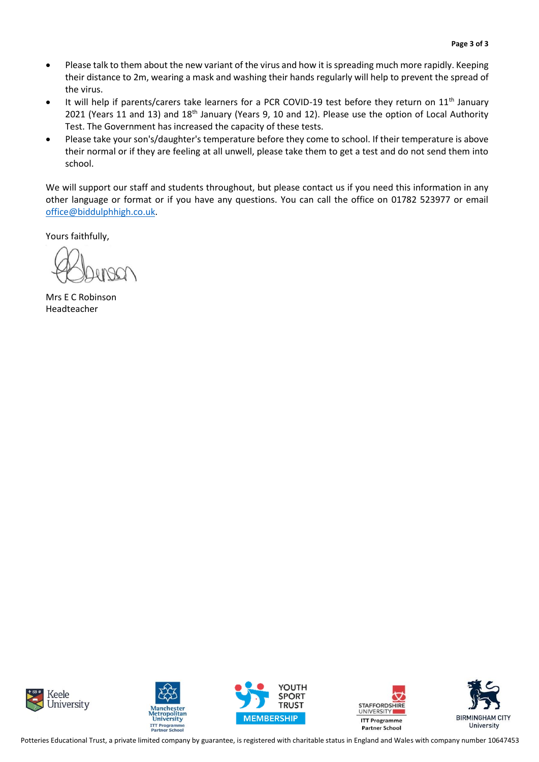- Please talk to them about the new variant of the virus and how it is spreading much more rapidly. Keeping their distance to 2m, wearing a mask and washing their hands regularly will help to prevent the spread of the virus.
- It will help if parents/carers take learners for a PCR COVID-19 test before they return on 11th January 2021 (Years 11 and 13) and 18th January (Years 9, 10 and 12). Please use the option of Local Authority Test. The Government has increased the capacity of these tests.
- Please take your son's/daughter's temperature before they come to school. If their temperature is above their normal or if they are feeling at all unwell, please take them to get a test and do not send them into school.

We will support our staff and students throughout, but please contact us if you need this information in any other language or format or if you have any questions. You can call the office on 01782 523977 or email office@biddulphhigh.co.uk.

Yours faithfully,

Mrs E C Robinson
Headteacher

Keele University | Manchester Metropolitan University ITT Programme Partner School | Youth Sport Trust Membership | Staffordshire University ITT Programme Partner School | Birmingham City University

Potteries Educational Trust, a private limited company by guarantee, is registered with charitable status in England and Wales with company number 10647453